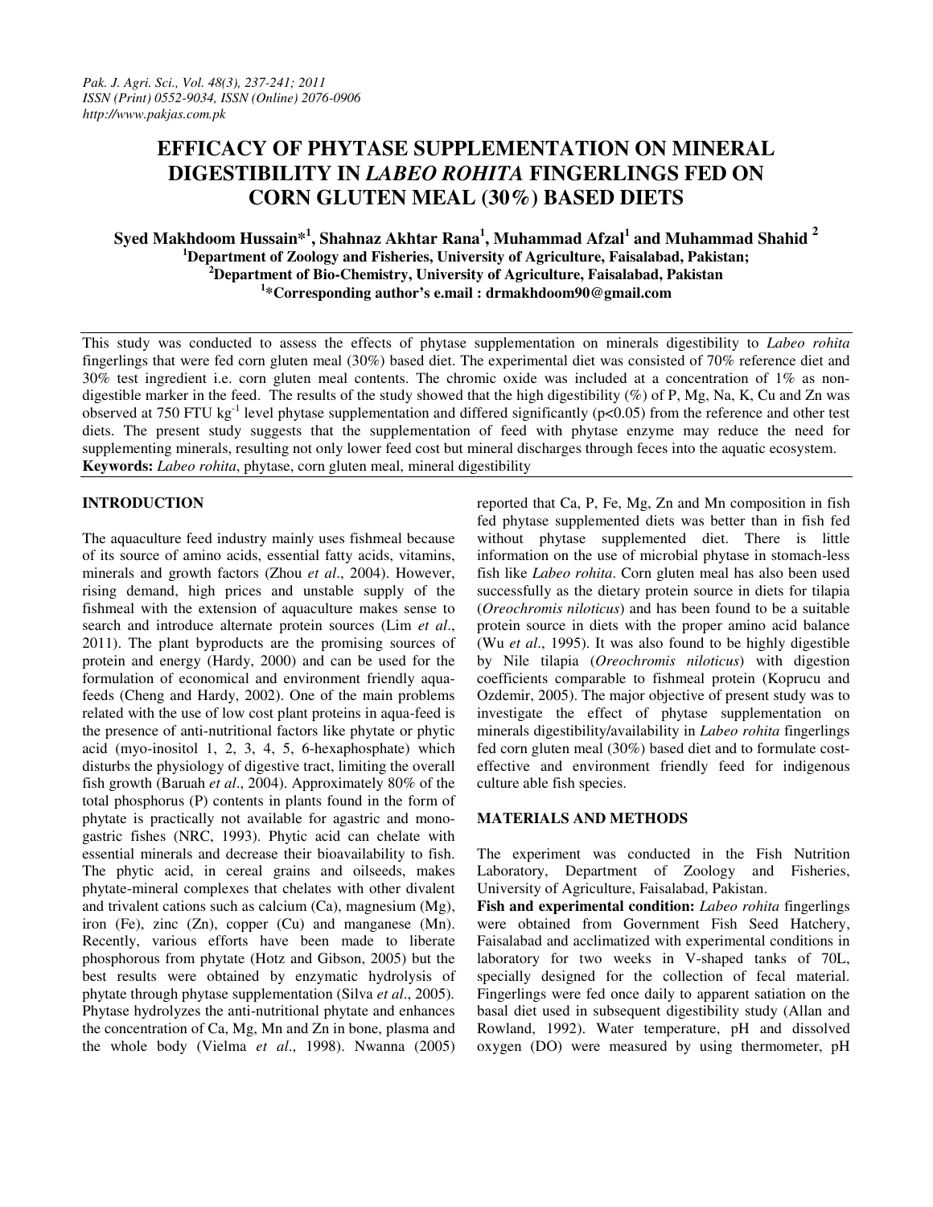# EFFICACY OF PHYTASE SUPPLEMENTATION ON MINERAL DIGESTIBILITY IN *LABEO ROHITA* FINGERLINGS FED ON CORN GLUTEN MEAL (30%) BASED DIETS

**Syed Makhdoom Hussain*[1], Shahnaz Akhtar Rana[1], Muhammad Afzal[1] and Muhammad Shahid [2]**

**[1]Department of Zoology and Fisheries, University of Agriculture, Faisalabad, Pakistan;**
**[2]Department of Bio-Chemistry, University of Agriculture, Faisalabad, Pakistan**
**[1]*Corresponding author's e.mail : drmakhdoom90@gmail.com**

This study was conducted to assess the effects of phytase supplementation on minerals digestibility to *Labeo rohita* fingerlings that were fed corn gluten meal (30%) based diet. The experimental diet was consisted of 70% reference diet and 30% test ingredient i.e. corn gluten meal contents. The chromic oxide was included at a concentration of 1% as non-digestible marker in the feed. The results of the study showed that the high digestibility (%) of P, Mg, Na, K, Cu and Zn was observed at 750 FTU $kg^{-1}$ level phytase supplementation and differed significantly ($p<0.05$) from the reference and other test diets. The present study suggests that the supplementation of feed with phytase enzyme may reduce the need for supplementing minerals, resulting not only lower feed cost but mineral discharges through feces into the aquatic ecosystem.

**Keywords:** *Labeo rohita*, phytase, corn gluten meal, mineral digestibility

## INTRODUCTION

The aquaculture feed industry mainly uses fishmeal because of its source of amino acids, essential fatty acids, vitamins, minerals and growth factors (Zhou *et al*., 2004). However, rising demand, high prices and unstable supply of the fishmeal with the extension of aquaculture makes sense to search and introduce alternate protein sources (Lim *et al*., 2011). The plant byproducts are the promising sources of protein and energy (Hardy, 2000) and can be used for the formulation of economical and environment friendly aqua-feeds (Cheng and Hardy, 2002). One of the main problems related with the use of low cost plant proteins in aqua-feed is the presence of anti-nutritional factors like phytate or phytic acid (myo-inositol 1, 2, 3, 4, 5, 6-hexaphosphate) which disturbs the physiology of digestive tract, limiting the overall fish growth (Baruah *et al*., 2004). Approximately 80% of the total phosphorus (P) contents in plants found in the form of phytate is practically not available for agastric and mono-gastric fishes (NRC, 1993). Phytic acid can chelate with essential minerals and decrease their bioavailability to fish. The phytic acid, in cereal grains and oilseeds, makes phytate-mineral complexes that chelates with other divalent and trivalent cations such as calcium (Ca), magnesium (Mg), iron (Fe), zinc (Zn), copper (Cu) and manganese (Mn). Recently, various efforts have been made to liberate phosphorous from phytate (Hotz and Gibson, 2005) but the best results were obtained by enzymatic hydrolysis of phytate through phytase supplementation (Silva *et al*., 2005). Phytase hydrolyzes the anti-nutritional phytate and enhances the concentration of Ca, Mg, Mn and Zn in bone, plasma and the whole body (Vielma *et al*., 1998). Nwanna (2005) reported that Ca, P, Fe, Mg, Zn and Mn composition in fish fed phytase supplemented diets was better than in fish fed without phytase supplemented diet. There is little information on the use of microbial phytase in stomach-less fish like *Labeo rohita*. Corn gluten meal has also been used successfully as the dietary protein source in diets for tilapia (*Oreochromis niloticus*) and has been found to be a suitable protein source in diets with the proper amino acid balance (Wu *et al*., 1995). It was also found to be highly digestible by Nile tilapia (*Oreochromis niloticus*) with digestion coefficients comparable to fishmeal protein (Koprucu and Ozdemir, 2005). The major objective of present study was to investigate the effect of phytase supplementation on minerals digestibility/availability in *Labeo rohita* fingerlings fed corn gluten meal (30%) based diet and to formulate cost-effective and environment friendly feed for indigenous culture able fish species.

## MATERIALS AND METHODS

The experiment was conducted in the Fish Nutrition Laboratory, Department of Zoology and Fisheries, University of Agriculture, Faisalabad, Pakistan.

**Fish and experimental condition:** *Labeo rohita* fingerlings were obtained from Government Fish Seed Hatchery, Faisalabad and acclimatized with experimental conditions in laboratory for two weeks in V-shaped tanks of 70L, specially designed for the collection of fecal material. Fingerlings were fed once daily to apparent satiation on the basal diet used in subsequent digestibility study (Allan and Rowland, 1992). Water temperature, pH and dissolved oxygen (DO) were measured by using thermometer, pH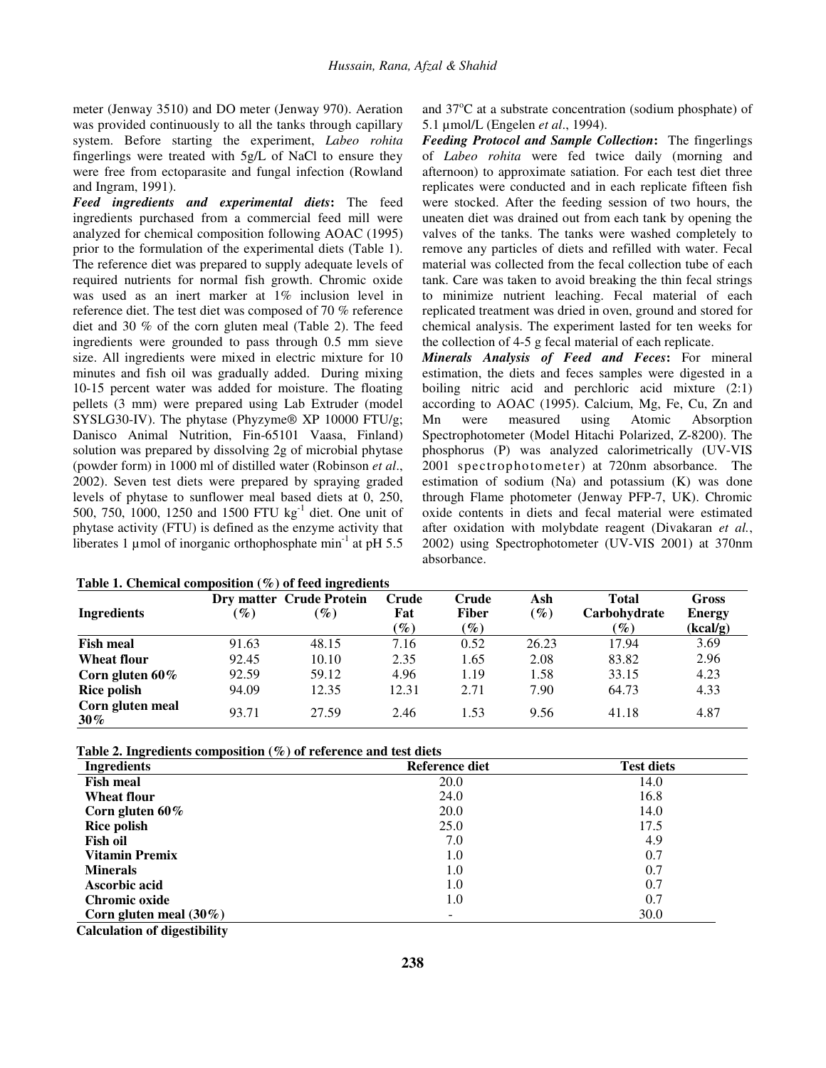meter (Jenway 3510) and DO meter (Jenway 970). Aeration was provided continuously to all the tanks through capillary system. Before starting the experiment, *Labeo rohita* fingerlings were treated with 5g/L of NaCl to ensure they were free from ectoparasite and fungal infection (Rowland and Ingram, 1991).

***Feed ingredients and experimental diets*:** The feed ingredients purchased from a commercial feed mill were analyzed for chemical composition following AOAC (1995) prior to the formulation of the experimental diets (Table 1). The reference diet was prepared to supply adequate levels of required nutrients for normal fish growth. Chromic oxide was used as an inert marker at 1% inclusion level in reference diet. The test diet was composed of 70 % reference diet and 30 % of the corn gluten meal (Table 2). The feed ingredients were grounded to pass through 0.5 mm sieve size. All ingredients were mixed in electric mixture for 10 minutes and fish oil was gradually added. During mixing 10-15 percent water was added for moisture. The floating pellets (3 mm) were prepared using Lab Extruder (model SYSLG30-IV). The phytase (Phyzyme® XP 10000 FTU/g; Danisco Animal Nutrition, Fin-65101 Vaasa, Finland) solution was prepared by dissolving 2g of microbial phytase (powder form) in 1000 ml of distilled water (Robinson *et al*., 2002). Seven test diets were prepared by spraying graded levels of phytase to sunflower meal based diets at 0, 250, 500, 750, 1000, 1250 and 1500 FTU $kg^{-1}$ diet. One unit of phytase activity (FTU) is defined as the enzyme activity that liberates 1 µmol of inorganic orthophosphate $min^{-1}$ at pH 5.5 and 37°C at a substrate concentration (sodium phosphate) of 5.1 µmol/L (Engelen *et al*., 1994).

***Feeding Protocol and Sample Collection*:** The fingerlings of *Labeo rohita* were fed twice daily (morning and afternoon) to approximate satiation. For each test diet three replicates were conducted and in each replicate fifteen fish were stocked. After the feeding session of two hours, the uneaten diet was drained out from each tank by opening the valves of the tanks. The tanks were washed completely to remove any particles of diets and refilled with water. Fecal material was collected from the fecal collection tube of each tank. Care was taken to avoid breaking the thin fecal strings to minimize nutrient leaching. Fecal material of each replicated treatment was dried in oven, ground and stored for chemical analysis. The experiment lasted for ten weeks for the collection of 4-5 g fecal material of each replicate.

***Minerals Analysis of Feed and Feces*:** For mineral estimation, the diets and feces samples were digested in a boiling nitric acid and perchloric acid mixture (2:1) according to AOAC (1995). Calcium, Mg, Fe, Cu, Zn and Mn were measured using Atomic Absorption Spectrophotometer (Model Hitachi Polarized, Z-8200). The phosphorus (P) was analyzed calorimetrically (UV-VIS 2001 spectrophotometer) at 720nm absorbance. The estimation of sodium (Na) and potassium (K) was done through Flame photometer (Jenway PFP-7, UK). Chromic oxide contents in diets and fecal material were estimated after oxidation with molybdate reagent (Divakaran *et al.*, 2002) using Spectrophotometer (UV-VIS 2001) at 370nm absorbance.

**Table 1. Chemical composition (%) of feed ingredients**

| Ingredients | Dry matter (%) | Crude Protein (%) | Crude Fat (%) | Crude Fiber (%) | Ash (%) | Total Carbohydrate (%) | Gross Energy (kcal/g) |
|---|---|---|---|---|---|---|---|
| **Fish meal** | 91.63 | 48.15 | 7.16 | 0.52 | 26.23 | 17.94 | 3.69 |
| **Wheat flour** | 92.45 | 10.10 | 2.35 | 1.65 | 2.08 | 83.82 | 2.96 |
| **Corn gluten 60%** | 92.59 | 59.12 | 4.96 | 1.19 | 1.58 | 33.15 | 4.23 |
| **Rice polish** | 94.09 | 12.35 | 12.31 | 2.71 | 7.90 | 64.73 | 4.33 |
| **Corn gluten meal 30%** | 93.71 | 27.59 | 2.46 | 1.53 | 9.56 | 41.18 | 4.87 |

**Table 2. Ingredients composition (%) of reference and test diets**

| Ingredients | Reference diet | Test diets |
|---|---|---|
| **Fish meal** | 20.0 | 14.0 |
| **Wheat flour** | 24.0 | 16.8 |
| **Corn gluten 60%** | 20.0 | 14.0 |
| **Rice polish** | 25.0 | 17.5 |
| **Fish oil** | 7.0 | 4.9 |
| **Vitamin Premix** | 1.0 | 0.7 |
| **Minerals** | 1.0 | 0.7 |
| **Ascorbic acid** | 1.0 | 0.7 |
| **Chromic oxide** | 1.0 | 0.7 |
| **Corn gluten meal (30%)** | - | 30.0 |

**Calculation of digestibility**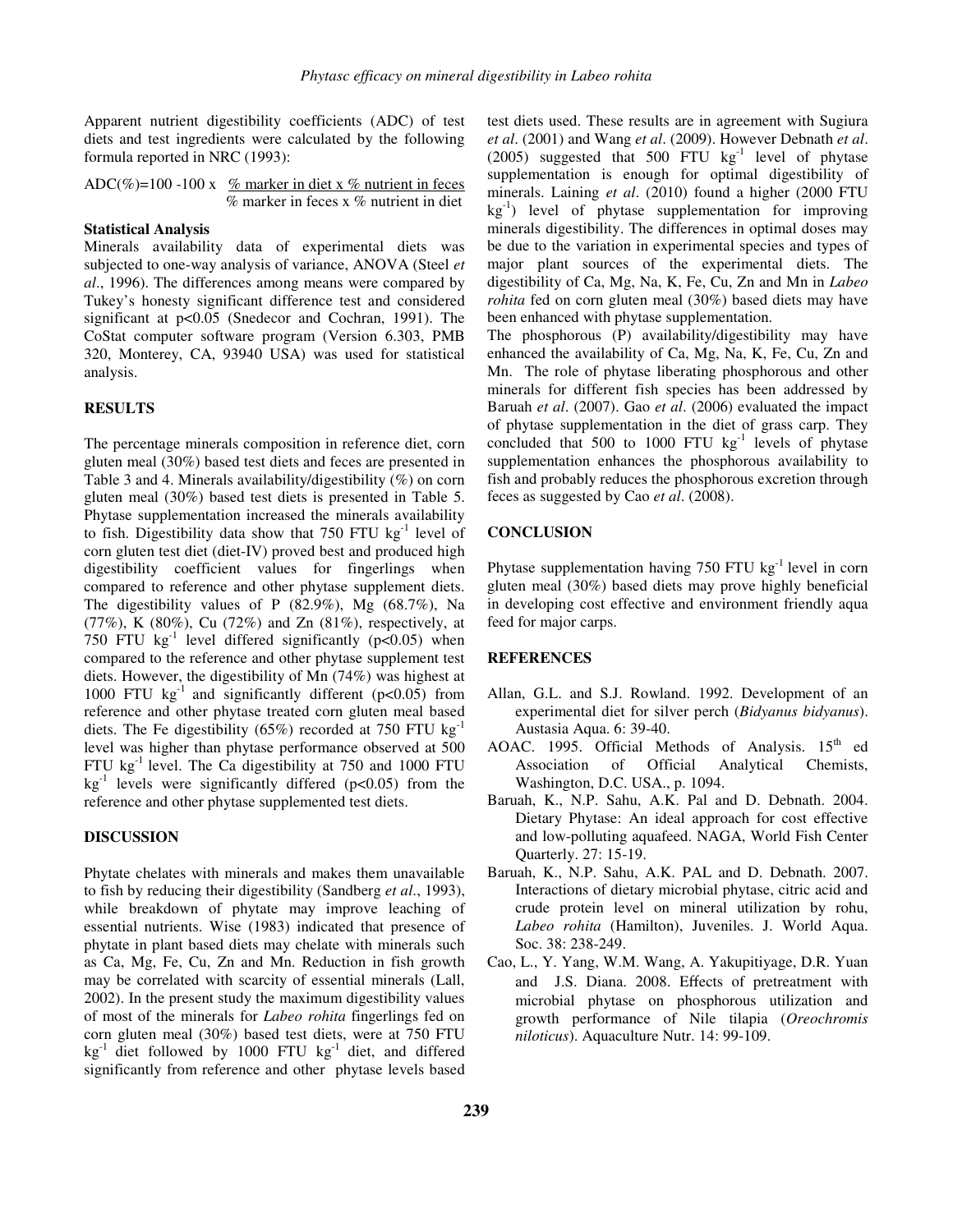Apparent nutrient digestibility coefficients (ADC) of test diets and test ingredients were calculated by the following formula reported in NRC (1993):

$$ADC(\%) = 100 - 100 \times \frac{\%\ \text{marker in diet} \times \%\ \text{nutrient in feces}}{\%\ \text{marker in feces} \times \%\ \text{nutrient in diet}}$$

**Statistical Analysis**

Minerals availability data of experimental diets was subjected to one-way analysis of variance, ANOVA (Steel *et al*., 1996). The differences among means were compared by Tukey's honesty significant difference test and considered significant at $p<0.05$ (Snedecor and Cochran, 1991). The CoStat computer software program (Version 6.303, PMB 320, Monterey, CA, 93940 USA) was used for statistical analysis.

## RESULTS

The percentage minerals composition in reference diet, corn gluten meal (30%) based test diets and feces are presented in Table 3 and 4. Minerals availability/digestibility (%) on corn gluten meal (30%) based test diets is presented in Table 5. Phytase supplementation increased the minerals availability to fish. Digestibility data show that 750 FTU $kg^{-1}$ level of corn gluten test diet (diet-IV) proved best and produced high digestibility coefficient values for fingerlings when compared to reference and other phytase supplement diets. The digestibility values of P (82.9%), Mg (68.7%), Na (77%), K (80%), Cu (72%) and Zn (81%), respectively, at 750 FTU $kg^{-1}$ level differed significantly ($p<0.05$) when compared to the reference and other phytase supplement test diets. However, the digestibility of Mn (74%) was highest at 1000 FTU $kg^{-1}$ and significantly different ($p<0.05$) from reference and other phytase treated corn gluten meal based diets. The Fe digestibility (65%) recorded at 750 FTU $kg^{-1}$ level was higher than phytase performance observed at 500 FTU $kg^{-1}$ level. The Ca digestibility at 750 and 1000 FTU $kg^{-1}$ levels were significantly differed ($p<0.05$) from the reference and other phytase supplemented test diets.

## DISCUSSION

Phytate chelates with minerals and makes them unavailable to fish by reducing their digestibility (Sandberg *et al*., 1993), while breakdown of phytate may improve leaching of essential nutrients. Wise (1983) indicated that presence of phytate in plant based diets may chelate with minerals such as Ca, Mg, Fe, Cu, Zn and Mn. Reduction in fish growth may be correlated with scarcity of essential minerals (Lall, 2002). In the present study the maximum digestibility values of most of the minerals for *Labeo rohita* fingerlings fed on corn gluten meal (30%) based test diets, were at 750 FTU $kg^{-1}$ diet followed by 1000 FTU $kg^{-1}$ diet, and differed significantly from reference and other phytase levels based test diets used. These results are in agreement with Sugiura *et al*. (2001) and Wang *et al*. (2009). However Debnath *et al*. (2005) suggested that 500 FTU $kg^{-1}$ level of phytase supplementation is enough for optimal digestibility of minerals. Laining *et al*. (2010) found a higher (2000 FTU $kg^{-1}$) level of phytase supplementation for improving minerals digestibility. The differences in optimal doses may be due to the variation in experimental species and types of major plant sources of the experimental diets. The digestibility of Ca, Mg, Na, K, Fe, Cu, Zn and Mn in *Labeo rohita* fed on corn gluten meal (30%) based diets may have been enhanced with phytase supplementation.

The phosphorous (P) availability/digestibility may have enhanced the availability of Ca, Mg, Na, K, Fe, Cu, Zn and Mn. The role of phytase liberating phosphorous and other minerals for different fish species has been addressed by Baruah *et al*. (2007). Gao *et al*. (2006) evaluated the impact of phytase supplementation in the diet of grass carp. They concluded that 500 to 1000 FTU $kg^{-1}$ levels of phytase supplementation enhances the phosphorous availability to fish and probably reduces the phosphorous excretion through feces as suggested by Cao *et al*. (2008).

## CONCLUSION

Phytase supplementation having 750 FTU $kg^{-1}$ level in corn gluten meal (30%) based diets may prove highly beneficial in developing cost effective and environment friendly aqua feed for major carps.

## REFERENCES

- Allan, G.L. and S.J. Rowland. 1992. Development of an experimental diet for silver perch (*Bidyanus bidyanus*). Austasia Aqua. 6: 39-40.
- AOAC. 1995. Official Methods of Analysis. 15th ed Association of Official Analytical Chemists, Washington, D.C. USA., p. 1094.
- Baruah, K., N.P. Sahu, A.K. Pal and D. Debnath. 2004. Dietary Phytase: An ideal approach for cost effective and low-polluting aquafeed. NAGA, World Fish Center Quarterly. 27: 15-19.
- Baruah, K., N.P. Sahu, A.K. PAL and D. Debnath. 2007. Interactions of dietary microbial phytase, citric acid and crude protein level on mineral utilization by rohu, *Labeo rohita* (Hamilton), Juveniles. J. World Aqua. Soc. 38: 238-249.
- Cao, L., Y. Yang, W.M. Wang, A. Yakupitiyage, D.R. Yuan and J.S. Diana. 2008. Effects of pretreatment with microbial phytase on phosphorous utilization and growth performance of Nile tilapia (*Oreochromis niloticus*). Aquaculture Nutr. 14: 99-109.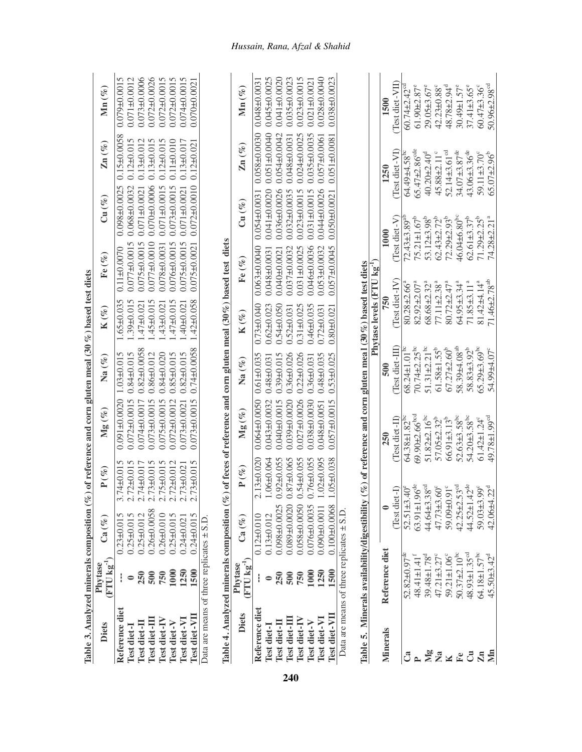**Table 3. Analyzed minerals composition (%) of reference and corn gluten meal (30 %) based test diets**

| Diets | Phytase (FTU kg$^{-1}$) | Ca (%) | P (%) | Mg (%) | Na (%) | K (%) | Fe (%) | Cu (%) | Zn (%) | Mn (%) |
|---|---|---|---|---|---|---|---|---|---|---|
| Reference diet | --- | 0.23±0.015 | 3.74±0.015 | 0.091±0.0020 | 1.03±0.015 | 1.65±0.035 | 0.11±0.0070 | 0.098±0.0025 | 0.15±0.0058 | 0.079±0.0015 |
| Test diet-I | 0 | 0.25±0.015 | 2.72±0.015 | 0.072±0.0015 | 0.84±0.015 | 1.39±0.015 | 0.077±0.0015 | 0.068±0.0032 | 0.12±0.015 | 0.071±0.0012 |
| Test diet-II | 250 | 0.25±0.012 | 2.74±0.017 | 0.074±0.0017 | 0.82±0.0058 | 1.47±0.021 | 0.075±0.0015 | 0.071±0.0021 | 0.13±0.012 | 0.073±0.0006 |
| Test diet-III | 500 | 0.26±0.0058 | 2.73±0.015 | 0.073±0.0015 | 0.86±0.012 | 1.45±0.015 | 0.077±0.0010 | 0.070±0.0006 | 0.13±0.015 | 0.072±0.0026 |
| Test diet-IV | 750 | 0.26±0.010 | 2.75±0.015 | 0.075±0.0015 | 0.84±0.020 | 1.43±0.021 | 0.078±0.0031 | 0.071±0.0015 | 0.12±0.015 | 0.072±0.0015 |
| Test diet-V | 1000 | 0.25±0.015 | 2.72±0.012 | 0.072±0.0012 | 0.85±0.015 | 1.47±0.015 | 0.076±0.0015 | 0.073±0.0015 | 0.11±0.010 | 0.072±0.0015 |
| Test diet-VI | 1250 | 0.24±0.021 | 2.73±0.021 | 0.073±0.0021 | 0.82±0.015 | 1.40±0.021 | 0.075±0.0015 | 0.071±0.0021 | 0.13±0.017 | 0.074±0.0015 |
| Test diet-VII | 1500 | 0.24±0.015 | 2.73±0.015 | 0.073±0.0015 | 0.74±0.0058 | 1.42±0.058 | 0.075±0.0021 | 0.072±0.0010 | 0.12±0.021 | 0.070±0.0021 |

Data are means of three replicates ± S.D.

**Table 4. Analyzed minerals composition (%) of feces of reference and corn gluten meal (30%) based test diets**

| Diets | Phytase (FTU kg$^{-1}$) | Ca (%) | P (%) | Mg (%) | Na (%) | K (%) | Fe (%) | Cu (%) | Zn (%) | Mn (%) |
|---|---|---|---|---|---|---|---|---|---|---|
| Reference diet | --- | 0.12±0.010 | 2.13±0.020 | 0.064±0.0050 | 0.61±0.035 | 0.73±0.040 | 0.063±0.0040 | 0.054±0.0031 | 0.058±0.0030 | 0.048±0.0031 |
| Test diet-I | 0 | 0.13±0.012 | 1.06±0.064 | 0.043±0.0032 | 0.48±0.031 | 0.62±0.023 | 0.048±0.0031 | 0.041±0.0020 | 0.051±0.0040 | 0.045±0.0025 |
| Test diet-II | 250 | 0.098±0.0025 | 0.92±0.055 | 0.040±0.0015 | 0.39±0.015 | 0.54±0.050 | 0.040±0.0021 | 0.036±0.0026 | 0.054±0.0042 | 0.041±0.0020 |
| Test diet-III | 500 | 0.089±0.0020 | 0.87±0.065 | 0.039±0.0020 | 0.36±0.026 | 0.52±0.031 | 0.037±0.0032 | 0.032±0.0035 | 0.048±0.0031 | 0.035±0.0023 |
| Test diet-IV | 750 | 0.058±0.0050 | 0.54±0.055 | 0.027±0.0026 | 0.22±0.026 | 0.31±0.025 | 0.031±0.0025 | 0.023±0.0015 | 0.024±0.0025 | 0.023±0.0015 |
| Test diet-V | 1000 | 0.076±0.0035 | 0.76±0.055 | 0.038±0.0030 | 0.36±0.031 | 0.46±0.035 | 0.046±0.0036 | 0.031±0.0015 | 0.035±0.0035 | 0.021±0.0021 |
| Test diet-VI | 1250 | 0.090±0.0011 | 1.02±0.095 | 0.048±0.0051 | 0.48±0.035 | 0.72±0.031 | 0.053±0.0032 | 0.044±0.0026 | 0.057±0.0061 | 0.028±0.0040 |
| Test diet-VII | 1500 | 0.100±0.0068 | 1.05±0.038 | 0.057±0.0015 | 0.53±0.025 | 0.80±0.021 | 0.057±0.0045 | 0.050±0.0021 | 0.051±0.0081 | 0.038±0.0023 |

Data are means of three replicates ± S.D.

**Table 5. Minerals availability/digestibility (%) of reference and corn gluten meal (30%) based test diets**

| Minerals | Reference diet | Phytase levels (FTU kg$^{-1}$) | | | | | | |
|---|---|---|---|---|---|---|---|---|
| | | 0 (Test diet-I) | 250 (Test diet-II) | 500 (Test diet-III) | 750 (Test diet-IV) | 1000 (Test diet-V) | 1250 (Test diet-VI) | 1500 (Test diet-VII) |
| Ca | 52.82±0.97$^{de}$ | 52.51±3.40$^{e}$ | 64.38±1.82$^{bc}$ | 68.24±1.01$^{bc}$ | 80.28±2.66$^{a}$ | 72.43±3.89$^{ab}$ | 64.49±4.58$^{bc}$ | 60.74±2.42$^{cd}$ |
| P | 48.41±1.41$^{f}$ | 63.91±1.96$^{de}$ | 69.90±2.66$^{bcd}$ | 70.74±2.25$^{bc}$ | 82.92±2.07$^{a}$ | 75.21±1.67$^{b}$ | 65.47±2.86$^{cde}$ | 61.90±2.87$^{e}$ |
| Mg | 39.48±1.78$^{d}$ | 44.64±3.38$^{cd}$ | 51.82±2.16$^{bc}$ | 51.31±2.21$^{bc}$ | 68.68±2.32$^{a}$ | 53.12±3.98$^{b}$ | 40.20±2.40$^{d}$ | 29.05±3.67$^{e}$ |
| Na | 47.21±3.27$^{c}$ | 47.73±3.60$^{c}$ | 57.05±2.32$^{b}$ | 61.58±1.55$^{b}$ | 77.11±2.38$^{a}$ | 62.43±2.72$^{b}$ | 45.88±2.11$^{c}$ | 42.23±0.88$^{c}$ |
| K | 59.21±1.06$^{c}$ | 59.09±0.91$^{c}$ | 66.91±3.13$^{b}$ | 67.27±2.60$^{b}$ | 80.72±2.47$^{a}$ | 72.29±2.93$^{b}$ | 52.14±3.61$^{cd}$ | 48.78±2.94$^{d}$ |
| Fe | 50.37±2.10$^{bc}$ | 42.25±2.53$^{cd}$ | 52.63±3.58$^{bc}$ | 58.39±4.08$^{ab}$ | 64.95±3.34$^{a}$ | 46.04±6.80$^{bc}$ | 34.07±3.87$^{de}$ | 30.49±1.57$^{e}$ |
| Cu | 48.93±1.35$^{cd}$ | 44.52±1.42$^{de}$ | 54.20±3.58$^{bc}$ | 58.83±3.92$^{b}$ | 71.85±3.11$^{a}$ | 62.61±3.37$^{b}$ | 43.06±3.36$^{de}$ | 37.41±3.65$^{e}$ |
| Zn | 64.18±1.57$^{bc}$ | 59.03±3.99$^{c}$ | 61.42±1.24$^{c}$ | 65.29±3.69$^{bc}$ | 81.42±4.14$^{a}$ | 71.29±2.25$^{b}$ | 59.11±3.70$^{c}$ | 60.47±3.36$^{c}$ |
| Mn | 45.50±3.42$^{d}$ | 42.06±4.22$^{d}$ | 49.78±1.99$^{cd}$ | 54.99±4.07$^{c}$ | 71.46±2.78$^{ab}$ | 74.28±2.21$^{a}$ | 65.07±2.96$^{b}$ | 50.96±2.98$^{cd}$ |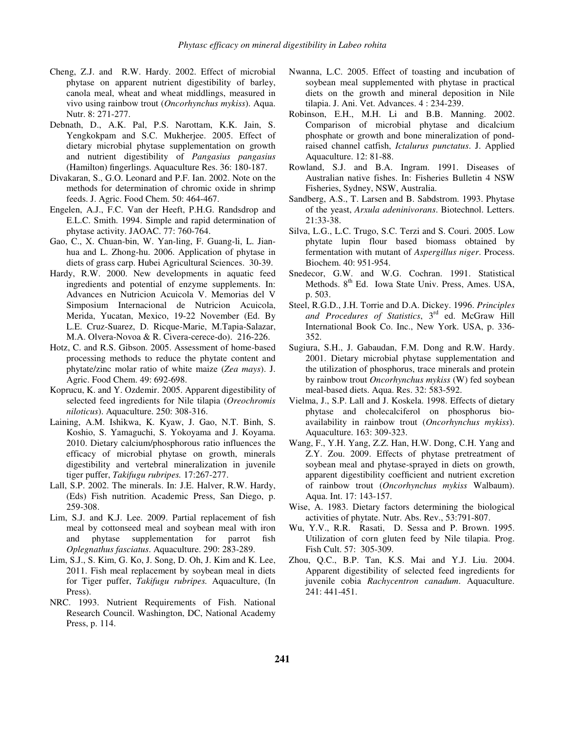Cheng, Z.J. and R.W. Hardy. 2002. Effect of microbial phytase on apparent nutrient digestibility of barley, canola meal, wheat and wheat middlings, measured in vivo using rainbow trout (*Oncorhynchus mykiss*). Aqua. Nutr. 8: 271-277.

Debnath, D., A.K. Pal, P.S. Narottam, K.K. Jain, S. Yengkokpam and S.C. Mukherjee. 2005. Effect of dietary microbial phytase supplementation on growth and nutrient digestibility of *Pangasius pangasius* (Hamilton) fingerlings. Aquaculture Res. 36: 180-187.

Divakaran, S., G.O. Leonard and P.F. Ian. 2002. Note on the methods for determination of chromic oxide in shrimp feeds. J. Agric. Food Chem. 50: 464-467.

Engelen, A.J., F.C. Van der Heeft, P.H.G. Randsdrop and E.L.C. Smith. 1994. Simple and rapid determination of phytase activity. JAOAC. 77: 760-764.

Gao, C., X. Chuan-bin, W. Yan-ling, F. Guang-li, L. Jian-hua and L. Zhong-hu. 2006. Application of phytase in diets of grass carp. Hubei Agricultural Sciences. 30-39.

Hardy, R.W. 2000. New developments in aquatic feed ingredients and potential of enzyme supplements. In: Advances en Nutricion Acuicola V. Memorias del V Simposium Internacional de Nutricion Acuicola, Merida, Yucatan, Mexico, 19-22 November (Ed. By L.E. Cruz-Suarez, D. Ricque-Marie, M.Tapia-Salazar, M.A. Olvera-Novoa & R. Civera-cerece-do). 216-226.

Hotz, C. and R.S. Gibson. 2005. Assessment of home-based processing methods to reduce the phytate content and phytate/zinc molar ratio of white maize (*Zea mays*). J. Agric. Food Chem. 49: 692-698.

Koprucu, K. and Y. Ozdemir. 2005. Apparent digestibility of selected feed ingredients for Nile tilapia (*Oreochromis niloticus*). Aquaculture. 250: 308-316.

Laining, A.M. Ishikwa, K. Kyaw, J. Gao, N.T. Binh, S. Koshio, S. Yamaguchi, S. Yokoyama and J. Koyama. 2010. Dietary calcium/phosphorous ratio influences the efficacy of microbial phytase on growth, minerals digestibility and vertebral mineralization in juvenile tiger puffer, *Takifugu rubripes.* 17:267-277.

Lall, S.P. 2002. The minerals. In: J.E. Halver, R.W. Hardy, (Eds) Fish nutrition. Academic Press, San Diego, p. 259-308.

Lim, S.J. and K.J. Lee. 2009. Partial replacement of fish meal by cottonseed meal and soybean meal with iron and phytase supplementation for parrot fish *Oplegnathus fasciatus*. Aquaculture. 290: 283-289.

Lim, S.J., S. Kim, G. Ko, J. Song, D. Oh, J. Kim and K. Lee, 2011. Fish meal replacement by soybean meal in diets for Tiger puffer, *Takifugu rubripes.* Aquaculture, (In Press).

NRC. 1993. Nutrient Requirements of Fish. National Research Council. Washington, DC, National Academy Press, p. 114.

Nwanna, L.C. 2005. Effect of toasting and incubation of soybean meal supplemented with phytase in practical diets on the growth and mineral deposition in Nile tilapia. J. Ani. Vet. Advances. 4 : 234-239.

Robinson, E.H., M.H. Li and B.B. Manning. 2002. Comparison of microbial phytase and dicalcium phosphate or growth and bone mineralization of pond-raised channel catfish, *Ictalurus punctatus*. J. Applied Aquaculture. 12: 81-88.

Rowland, S.J. and B.A. Ingram. 1991. Diseases of Australian native fishes. In: Fisheries Bulletin 4 NSW Fisheries, Sydney, NSW, Australia.

Sandberg, A.S., T. Larsen and B. Sabdstrom. 1993. Phytase of the yeast, *Arxula adeninivorans*. Biotechnol. Letters. 21:33-38.

Silva, L.G., L.C. Trugo, S.C. Terzi and S. Couri. 2005. Low phytate lupin flour based biomass obtained by fermentation with mutant of *Aspergillus niger*. Process. Biochem. 40: 951-954.

Snedecor, G.W. and W.G. Cochran. 1991. Statistical Methods. 8th Ed. Iowa State Univ. Press, Ames. USA, p. 503.

Steel, R.G.D., J.H. Torrie and D.A. Dickey. 1996. *Principles and Procedures of Statistics*, 3rd ed. McGraw Hill International Book Co. Inc., New York. USA, p. 336-352.

Sugiura, S.H., J. Gabaudan, F.M. Dong and R.W. Hardy. 2001. Dietary microbial phytase supplementation and the utilization of phosphorus, trace minerals and protein by rainbow trout *Oncorhynchus mykiss* (W) fed soybean meal-based diets. Aqua. Res. 32: 583-592.

Vielma, J., S.P. Lall and J. Koskela. 1998. Effects of dietary phytase and cholecalciferol on phosphorus bioavailability in rainbow trout (*Oncorhynchus mykiss*). Aquaculture. 163: 309-323.

Wang, F., Y.H. Yang, Z.Z. Han, H.W. Dong, C.H. Yang and Z.Y. Zou. 2009. Effects of phytase pretreatment of soybean meal and phytase-sprayed in diets on growth, apparent digestibility coefficient and nutrient excretion of rainbow trout (*Oncorhynchus mykiss* Walbaum). Aqua. Int. 17: 143-157.

Wise, A. 1983. Dietary factors determining the biological activities of phytate. Nutr. Abs. Rev., 53:791-807.

Wu, Y.V., R.R. Rasati, D. Sessa and P. Brown. 1995. Utilization of corn gluten feed by Nile tilapia. Prog. Fish Cult. 57: 305-309.

Zhou, Q.C., B.P. Tan, K.S. Mai and Y.J. Liu. 2004. Apparent digestibility of selected feed ingredients for juvenile cobia *Rachycentron canadum*. Aquaculture. 241: 441-451.